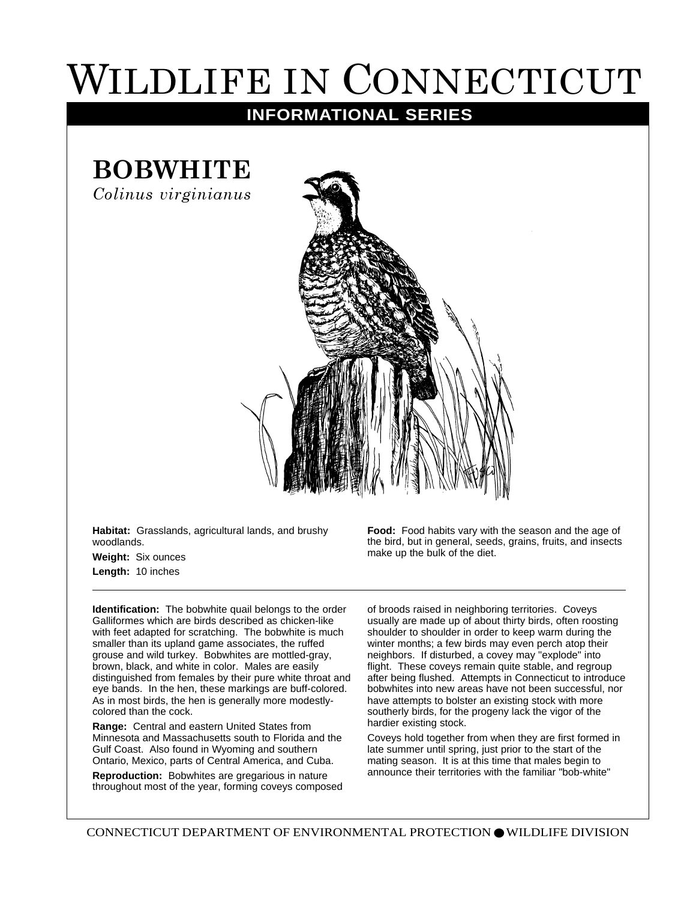# Wildlife in Connecticut

## INFORMATIONAL SERIES

## BOBWHITE

*Colinus virginianus*

**Habitat:** Grasslands, agricultural lands, and brushy woodlands.

**Weight:** Six ounces

**Length:** 10 inches

**Food:** Food habits vary with the season and the age of the bird, but in general, seeds, grains, fruits, and insects make up the bulk of the diet.

---

**Identification:** The bobwhite quail belongs to the order Galliformes which are birds described as chicken-like with feet adapted for scratching. The bobwhite is much smaller than its upland game associates, the ruffed grouse and wild turkey. Bobwhites are mottled-gray, brown, black, and white in color. Males are easily distinguished from females by their pure white throat and eye bands. In the hen, these markings are buff-colored. As in most birds, the hen is generally more modestly-colored than the cock.

**Range:** Central and eastern United States from Minnesota and Massachusetts south to Florida and the Gulf Coast. Also found in Wyoming and southern Ontario, Mexico, parts of Central America, and Cuba.

**Reproduction:** Bobwhites are gregarious in nature throughout most of the year, forming coveys composed of broods raised in neighboring territories. Coveys usually are made up of about thirty birds, often roosting shoulder to shoulder in order to keep warm during the winter months; a few birds may even perch atop their neighbors. If disturbed, a covey may "explode" into flight. These coveys remain quite stable, and regroup after being flushed. Attempts in Connecticut to introduce bobwhites into new areas have not been successful, nor have attempts to bolster an existing stock with more southerly birds, for the progeny lack the vigor of the hardier existing stock.

Coveys hold together from when they are first formed in late summer until spring, just prior to the start of the mating season. It is at this time that males begin to announce their territories with the familiar "bob-white"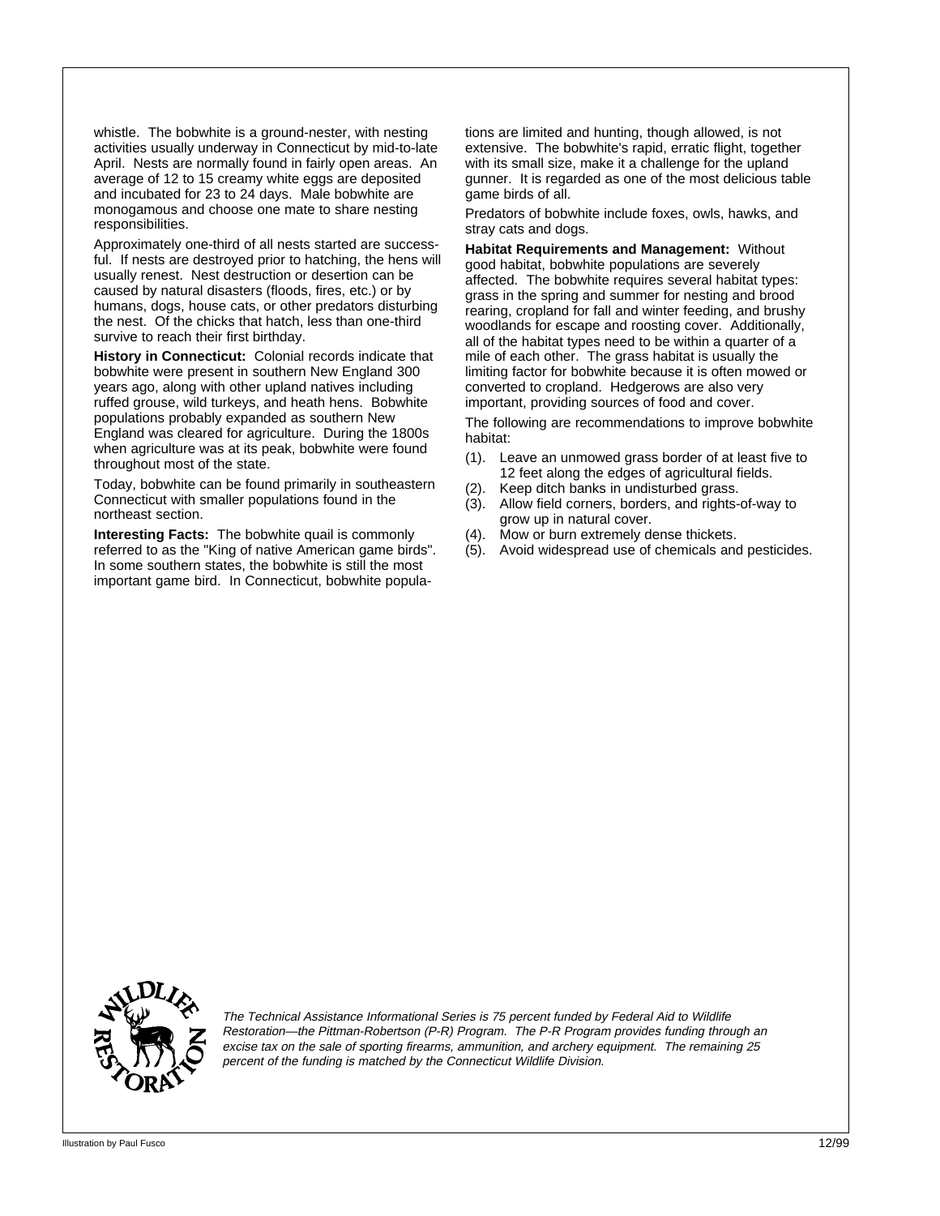whistle. The bobwhite is a ground-nester, with nesting activities usually underway in Connecticut by mid-to-late April. Nests are normally found in fairly open areas. An average of 12 to 15 creamy white eggs are deposited and incubated for 23 to 24 days. Male bobwhite are monogamous and choose one mate to share nesting responsibilities.

Approximately one-third of all nests started are successful. If nests are destroyed prior to hatching, the hens will usually renest. Nest destruction or desertion can be caused by natural disasters (floods, fires, etc.) or by humans, dogs, house cats, or other predators disturbing the nest. Of the chicks that hatch, less than one-third survive to reach their first birthday.

**History in Connecticut:** Colonial records indicate that bobwhite were present in southern New England 300 years ago, along with other upland natives including ruffed grouse, wild turkeys, and heath hens. Bobwhite populations probably expanded as southern New England was cleared for agriculture. During the 1800s when agriculture was at its peak, bobwhite were found throughout most of the state.

Today, bobwhite can be found primarily in southeastern Connecticut with smaller populations found in the northeast section.

**Interesting Facts:** The bobwhite quail is commonly referred to as the "King of native American game birds". In some southern states, the bobwhite is still the most important game bird. In Connecticut, bobwhite populations are limited and hunting, though allowed, is not extensive. The bobwhite's rapid, erratic flight, together with its small size, make it a challenge for the upland gunner. It is regarded as one of the most delicious table game birds of all.

Predators of bobwhite include foxes, owls, hawks, and stray cats and dogs.

**Habitat Requirements and Management:** Without good habitat, bobwhite populations are severely affected. The bobwhite requires several habitat types: grass in the spring and summer for nesting and brood rearing, cropland for fall and winter feeding, and brushy woodlands for escape and roosting cover. Additionally, all of the habitat types need to be within a quarter of a mile of each other. The grass habitat is usually the limiting factor for bobwhite because it is often mowed or converted to cropland. Hedgerows are also very important, providing sources of food and cover.

The following are recommendations to improve bobwhite habitat:

(1). Leave an unmowed grass border of at least five to 12 feet along the edges of agricultural fields.
(2). Keep ditch banks in undisturbed grass.
(3). Allow field corners, borders, and rights-of-way to grow up in natural cover.
(4). Mow or burn extremely dense thickets.
(5). Avoid widespread use of chemicals and pesticides.

WILDLIFE RESTORATION

*The Technical Assistance Informational Series is 75 percent funded by Federal Aid to Wildlife Restoration—the Pittman-Robertson (P-R) Program. The P-R Program provides funding through an excise tax on the sale of sporting firearms, ammunition, and archery equipment. The remaining 25 percent of the funding is matched by the Connecticut Wildlife Division.*

Illustration by Paul Fusco

12/99